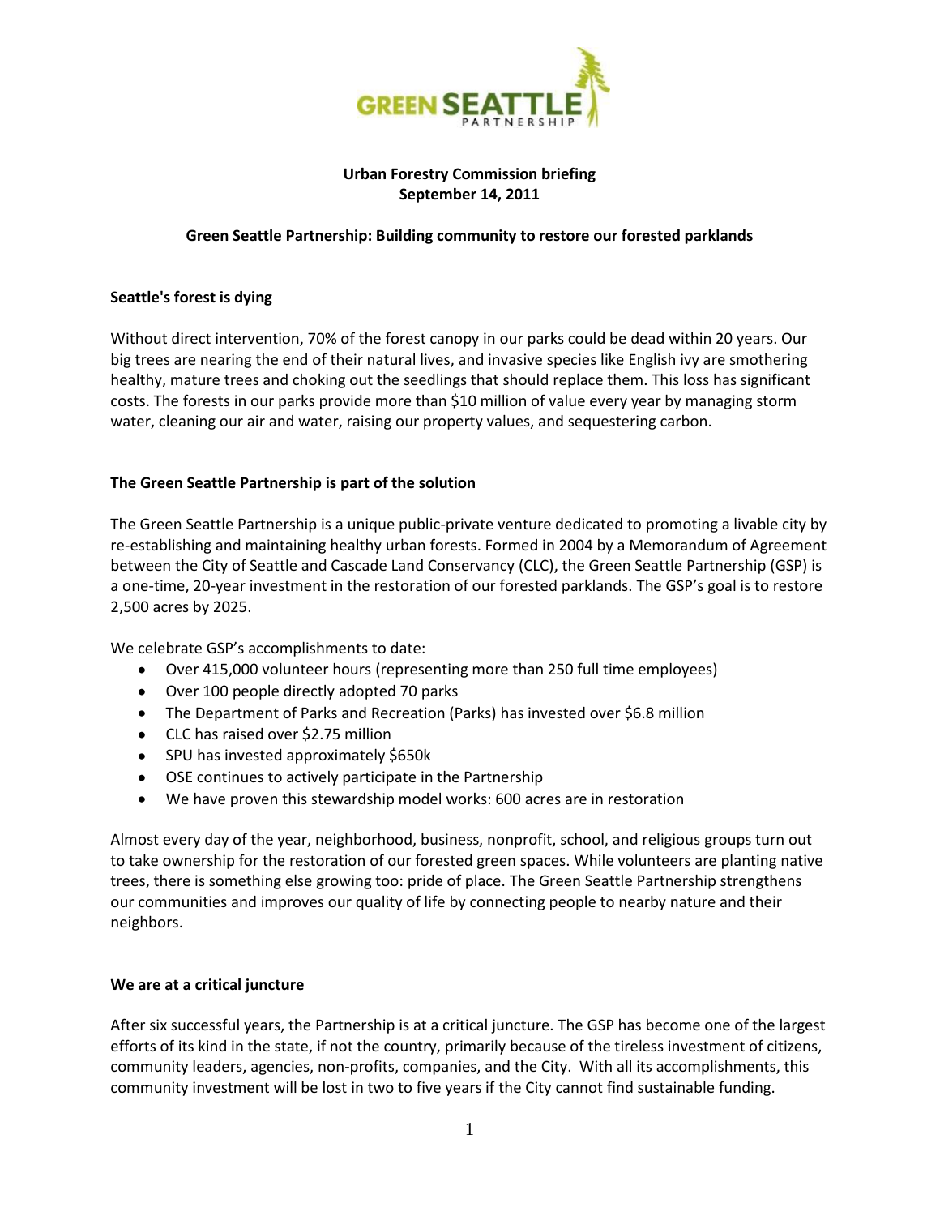**Urban Forestry Commission briefing**
**September 14, 2011**

**Green Seattle Partnership: Building community to restore our forested parklands**

## Seattle's forest is dying

Without direct intervention, 70% of the forest canopy in our parks could be dead within 20 years. Our big trees are nearing the end of their natural lives, and invasive species like English ivy are smothering healthy, mature trees and choking out the seedlings that should replace them. This loss has significant costs. The forests in our parks provide more than $10 million of value every year by managing storm water, cleaning our air and water, raising our property values, and sequestering carbon.

## The Green Seattle Partnership is part of the solution

The Green Seattle Partnership is a unique public-private venture dedicated to promoting a livable city by re-establishing and maintaining healthy urban forests. Formed in 2004 by a Memorandum of Agreement between the City of Seattle and Cascade Land Conservancy (CLC), the Green Seattle Partnership (GSP) is a one-time, 20-year investment in the restoration of our forested parklands. The GSP's goal is to restore 2,500 acres by 2025.

We celebrate GSP's accomplishments to date:

- Over 415,000 volunteer hours (representing more than 250 full time employees)
- Over 100 people directly adopted 70 parks
- The Department of Parks and Recreation (Parks) has invested over $6.8 million
- CLC has raised over $2.75 million
- SPU has invested approximately $650k
- OSE continues to actively participate in the Partnership
- We have proven this stewardship model works: 600 acres are in restoration

Almost every day of the year, neighborhood, business, nonprofit, school, and religious groups turn out to take ownership for the restoration of our forested green spaces. While volunteers are planting native trees, there is something else growing too: pride of place. The Green Seattle Partnership strengthens our communities and improves our quality of life by connecting people to nearby nature and their neighbors.

## We are at a critical juncture

After six successful years, the Partnership is at a critical juncture. The GSP has become one of the largest efforts of its kind in the state, if not the country, primarily because of the tireless investment of citizens, community leaders, agencies, non-profits, companies, and the City. With all its accomplishments, this community investment will be lost in two to five years if the City cannot find sustainable funding.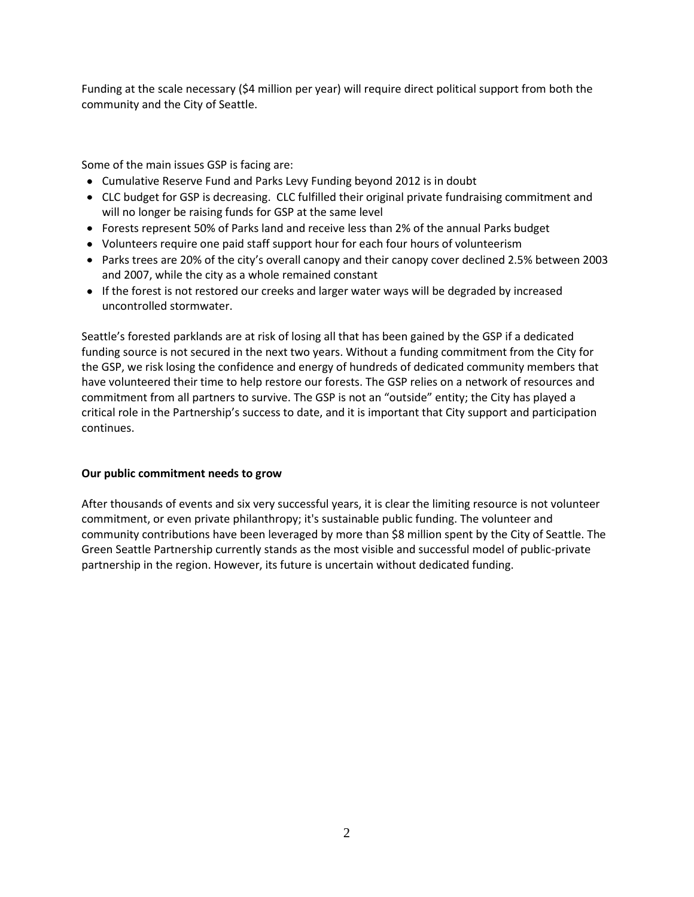Funding at the scale necessary ($4 million per year) will require direct political support from both the community and the City of Seattle.

Some of the main issues GSP is facing are:

- Cumulative Reserve Fund and Parks Levy Funding beyond 2012 is in doubt
- CLC budget for GSP is decreasing. CLC fulfilled their original private fundraising commitment and will no longer be raising funds for GSP at the same level
- Forests represent 50% of Parks land and receive less than 2% of the annual Parks budget
- Volunteers require one paid staff support hour for each four hours of volunteerism
- Parks trees are 20% of the city's overall canopy and their canopy cover declined 2.5% between 2003 and 2007, while the city as a whole remained constant
- If the forest is not restored our creeks and larger water ways will be degraded by increased uncontrolled stormwater.

Seattle's forested parklands are at risk of losing all that has been gained by the GSP if a dedicated funding source is not secured in the next two years. Without a funding commitment from the City for the GSP, we risk losing the confidence and energy of hundreds of dedicated community members that have volunteered their time to help restore our forests. The GSP relies on a network of resources and commitment from all partners to survive. The GSP is not an "outside" entity; the City has played a critical role in the Partnership's success to date, and it is important that City support and participation continues.

**Our public commitment needs to grow**

After thousands of events and six very successful years, it is clear the limiting resource is not volunteer commitment, or even private philanthropy; it's sustainable public funding. The volunteer and community contributions have been leveraged by more than $8 million spent by the City of Seattle. The Green Seattle Partnership currently stands as the most visible and successful model of public-private partnership in the region. However, its future is uncertain without dedicated funding.